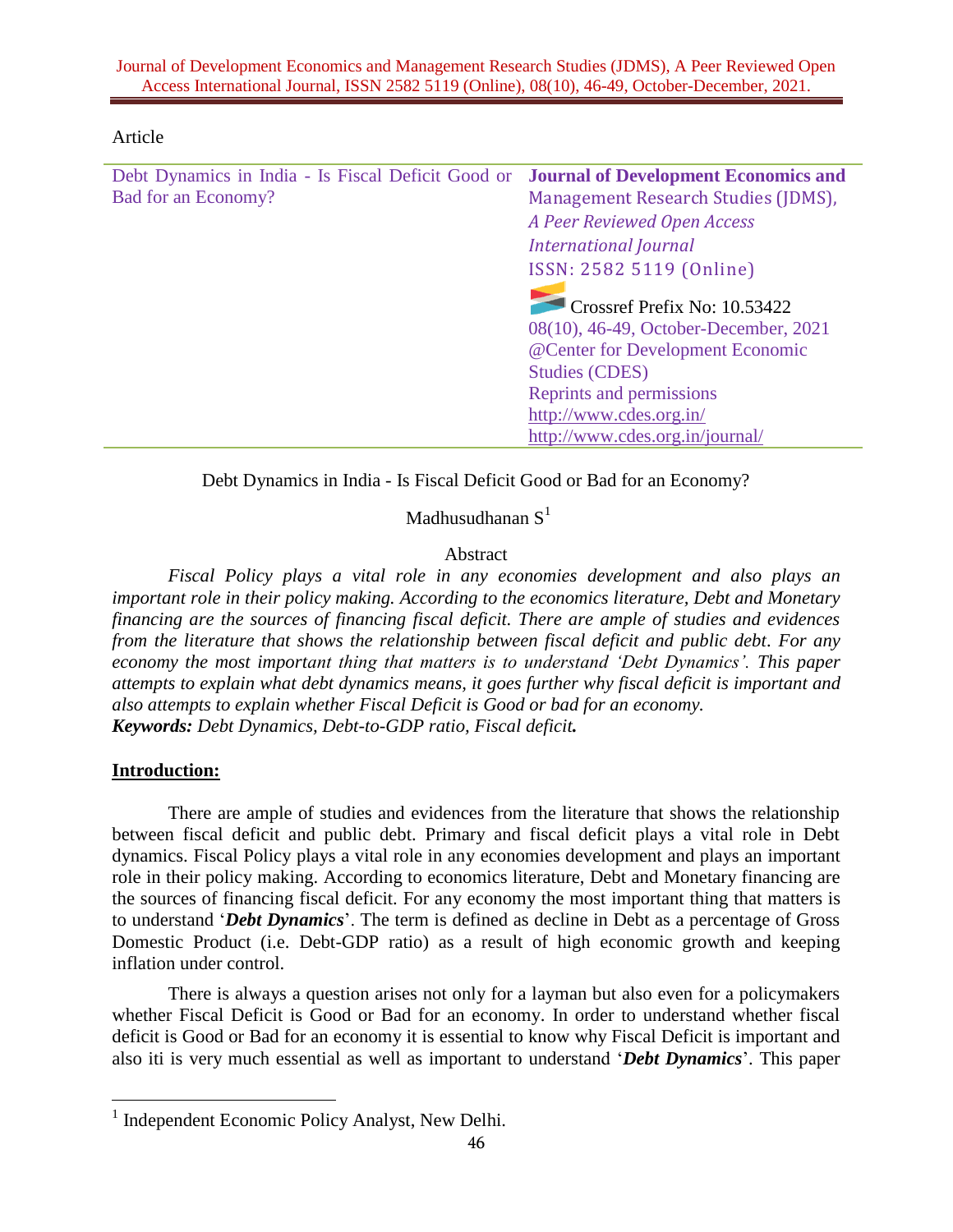Article

| Debt Dynamics in India - Is Fiscal Deficit Good or Bad for an Economy? | **Journal of Development Economics and** Management Research Studies (JDMS), *A Peer Reviewed Open Access International Journal* ISSN: 2582 5119 (Online) Crossref Prefix No: 10.53422 08(10), 46-49, October-December, 2021 @Center for Development Economic Studies (CDES) Reprints and permissions http://www.cdes.org.in/ http://www.cdes.org.in/journal/ |
|---|---|

# Debt Dynamics in India - Is Fiscal Deficit Good or Bad for an Economy?

Madhusudhanan S[1]

## Abstract

*Fiscal Policy plays a vital role in any economies development and also plays an important role in their policy making. According to the economics literature, Debt and Monetary financing are the sources of financing fiscal deficit. There are ample of studies and evidences from the literature that shows the relationship between fiscal deficit and public debt. For any economy the most important thing that matters is to understand 'Debt Dynamics'. This paper attempts to explain what debt dynamics means, it goes further why fiscal deficit is important and also attempts to explain whether Fiscal Deficit is Good or bad for an economy.*

***Keywords:*** *Debt Dynamics, Debt-to-GDP ratio, Fiscal deficit.*

## Introduction:

There are ample of studies and evidences from the literature that shows the relationship between fiscal deficit and public debt. Primary and fiscal deficit plays a vital role in Debt dynamics. Fiscal Policy plays a vital role in any economies development and plays an important role in their policy making. According to economics literature, Debt and Monetary financing are the sources of financing fiscal deficit. For any economy the most important thing that matters is to understand '***Debt Dynamics***'. The term is defined as decline in Debt as a percentage of Gross Domestic Product (i.e. Debt-GDP ratio) as a result of high economic growth and keeping inflation under control.

There is always a question arises not only for a layman but also even for a policymakers whether Fiscal Deficit is Good or Bad for an economy. In order to understand whether fiscal deficit is Good or Bad for an economy it is essential to know why Fiscal Deficit is important and also iti is very much essential as well as important to understand '***Debt Dynamics***'. This paper

[1] Independent Economic Policy Analyst, New Delhi.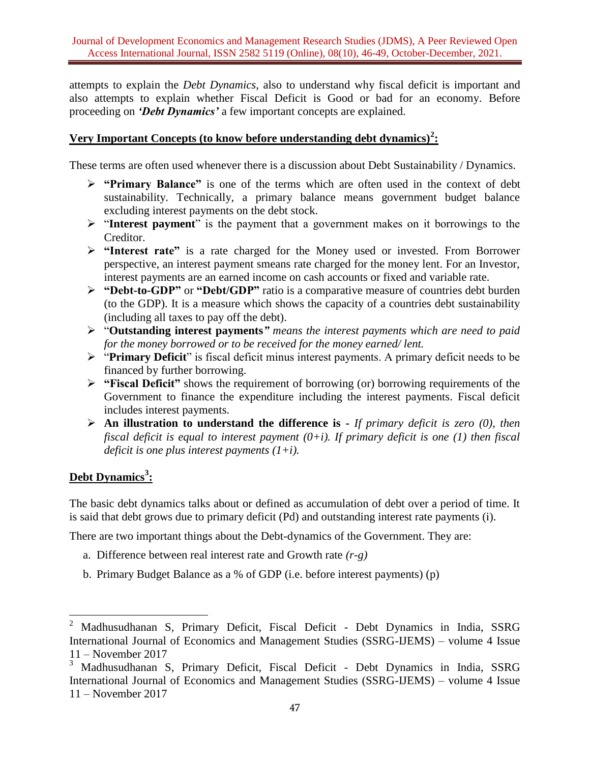attempts to explain the *Debt Dynamics*, also to understand why fiscal deficit is important and also attempts to explain whether Fiscal Deficit is Good or bad for an economy. Before proceeding on ***'Debt Dynamics'*** a few important concepts are explained.

## Very Important Concepts (to know before understanding debt dynamics)[2]:

These terms are often used whenever there is a discussion about Debt Sustainability / Dynamics.

- **"Primary Balance"** is one of the terms which are often used in the context of debt sustainability. Technically, a primary balance means government budget balance excluding interest payments on the debt stock.
- "**Interest payment**" is the payment that a government makes on it borrowings to the Creditor.
- **"Interest rate"** is a rate charged for the Money used or invested. From Borrower perspective, an interest payment smeans rate charged for the money lent. For an Investor, interest payments are an earned income on cash accounts or fixed and variable rate.
- **"Debt-to-GDP"** or **"Debt/GDP"** ratio is a comparative measure of countries debt burden (to the GDP). It is a measure which shows the capacity of a countries debt sustainability (including all taxes to pay off the debt).
- "**Outstanding interest payments*"*** *means the interest payments which are need to paid for the money borrowed or to be received for the money earned/ lent.*
- "**Primary Deficit**" is fiscal deficit minus interest payments. A primary deficit needs to be financed by further borrowing.
- **"Fiscal Deficit"** shows the requirement of borrowing (or) borrowing requirements of the Government to finance the expenditure including the interest payments. Fiscal deficit includes interest payments.
- **An illustration to understand the difference is** - *If primary deficit is zero (0), then fiscal deficit is equal to interest payment (0+i). If primary deficit is one (1) then fiscal deficit is one plus interest payments (1+i).*

## Debt Dynamics[3]:

The basic debt dynamics talks about or defined as accumulation of debt over a period of time. It is said that debt grows due to primary deficit (Pd) and outstanding interest rate payments (i).

There are two important things about the Debt-dynamics of the Government. They are:

a. Difference between real interest rate and Growth rate *(r-g)*

b. Primary Budget Balance as a % of GDP (i.e. before interest payments) (p)

---

[2] Madhusudhanan S, Primary Deficit, Fiscal Deficit - Debt Dynamics in India, SSRG International Journal of Economics and Management Studies (SSRG-IJEMS) – volume 4 Issue 11 – November 2017

[3] Madhusudhanan S, Primary Deficit, Fiscal Deficit - Debt Dynamics in India, SSRG International Journal of Economics and Management Studies (SSRG-IJEMS) – volume 4 Issue 11 – November 2017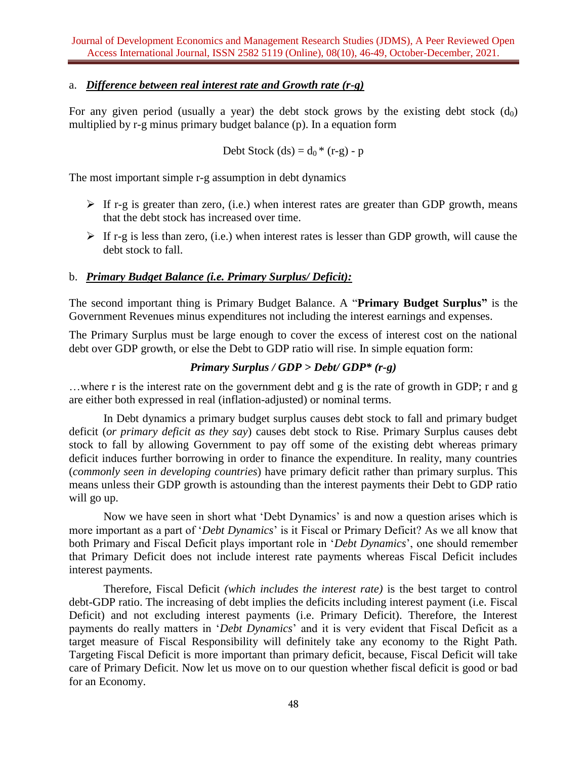a. ***Difference between real interest rate and Growth rate (r-g)***

For any given period (usually a year) the debt stock grows by the existing debt stock ($d_0$) multiplied by r-g minus primary budget balance (p). In a equation form

$$\text{Debt Stock (ds)} = d_0 * (r-g) - p$$

The most important simple r-g assumption in debt dynamics

- If r-g is greater than zero, (i.e.) when interest rates are greater than GDP growth, means that the debt stock has increased over time.
- If r-g is less than zero, (i.e.) when interest rates is lesser than GDP growth, will cause the debt stock to fall.

b. ***Primary Budget Balance (i.e. Primary Surplus/ Deficit):***

The second important thing is Primary Budget Balance. A "**Primary Budget Surplus"** is the Government Revenues minus expenditures not including the interest earnings and expenses.

The Primary Surplus must be large enough to cover the excess of interest cost on the national debt over GDP growth, or else the Debt to GDP ratio will rise. In simple equation form:

***Primary Surplus / GDP > Debt/ GDP\* (r-g)***

…where r is the interest rate on the government debt and g is the rate of growth in GDP; r and g are either both expressed in real (inflation-adjusted) or nominal terms.

In Debt dynamics a primary budget surplus causes debt stock to fall and primary budget deficit (*or primary deficit as they say*) causes debt stock to Rise. Primary Surplus causes debt stock to fall by allowing Government to pay off some of the existing debt whereas primary deficit induces further borrowing in order to finance the expenditure. In reality, many countries (*commonly seen in developing countries*) have primary deficit rather than primary surplus. This means unless their GDP growth is astounding than the interest payments their Debt to GDP ratio will go up.

Now we have seen in short what 'Debt Dynamics' is and now a question arises which is more important as a part of '*Debt Dynamics*' is it Fiscal or Primary Deficit? As we all know that both Primary and Fiscal Deficit plays important role in '*Debt Dynamics*', one should remember that Primary Deficit does not include interest rate payments whereas Fiscal Deficit includes interest payments.

Therefore, Fiscal Deficit *(which includes the interest rate)* is the best target to control debt-GDP ratio. The increasing of debt implies the deficits including interest payment (i.e. Fiscal Deficit) and not excluding interest payments (i.e. Primary Deficit). Therefore, the Interest payments do really matters in '*Debt Dynamics*' and it is very evident that Fiscal Deficit as a target measure of Fiscal Responsibility will definitely take any economy to the Right Path. Targeting Fiscal Deficit is more important than primary deficit, because, Fiscal Deficit will take care of Primary Deficit. Now let us move on to our question whether fiscal deficit is good or bad for an Economy.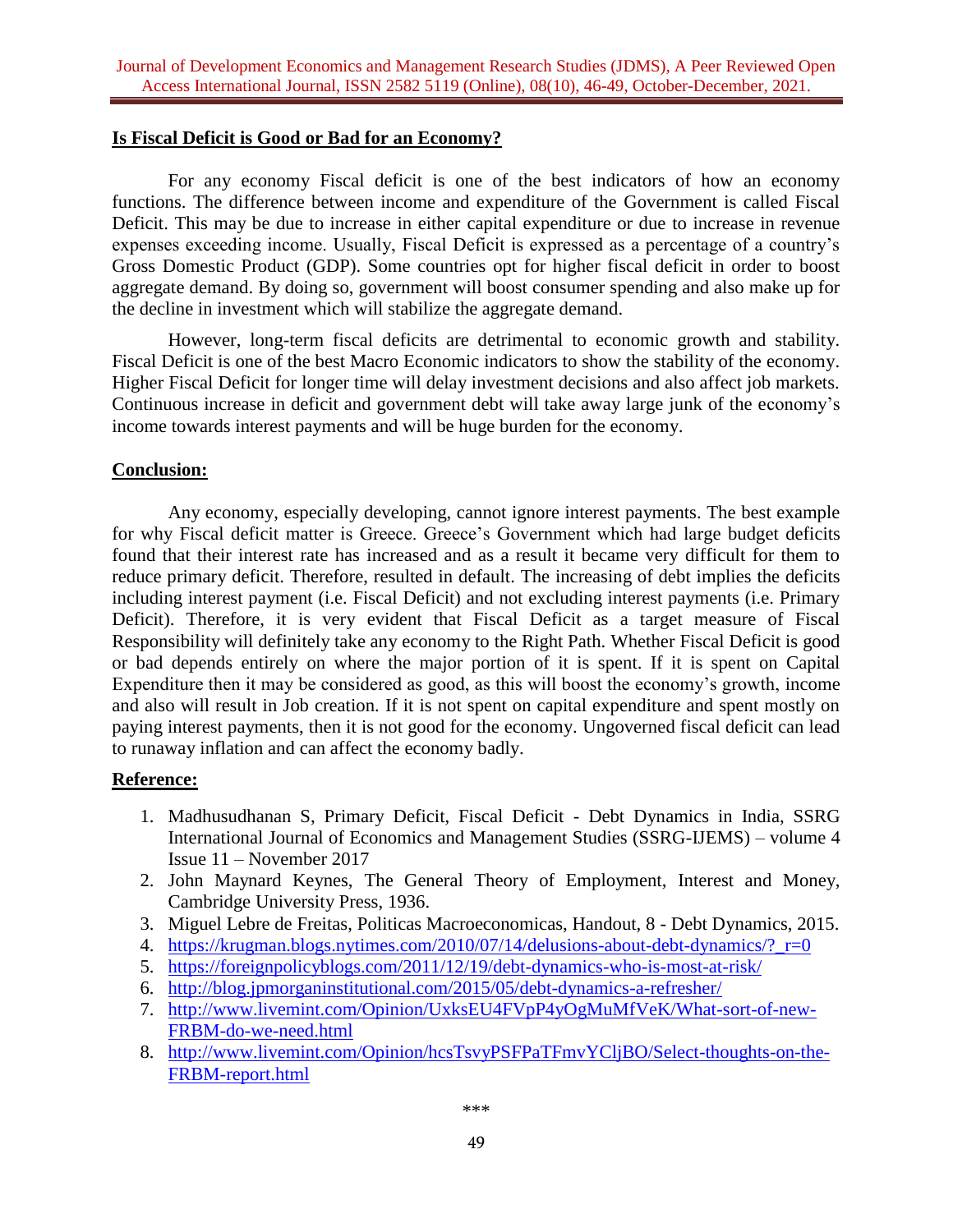## Is Fiscal Deficit is Good or Bad for an Economy?

For any economy Fiscal deficit is one of the best indicators of how an economy functions. The difference between income and expenditure of the Government is called Fiscal Deficit. This may be due to increase in either capital expenditure or due to increase in revenue expenses exceeding income. Usually, Fiscal Deficit is expressed as a percentage of a country's Gross Domestic Product (GDP). Some countries opt for higher fiscal deficit in order to boost aggregate demand. By doing so, government will boost consumer spending and also make up for the decline in investment which will stabilize the aggregate demand.

However, long-term fiscal deficits are detrimental to economic growth and stability. Fiscal Deficit is one of the best Macro Economic indicators to show the stability of the economy. Higher Fiscal Deficit for longer time will delay investment decisions and also affect job markets. Continuous increase in deficit and government debt will take away large junk of the economy's income towards interest payments and will be huge burden for the economy.

## Conclusion:

Any economy, especially developing, cannot ignore interest payments. The best example for why Fiscal deficit matter is Greece. Greece's Government which had large budget deficits found that their interest rate has increased and as a result it became very difficult for them to reduce primary deficit. Therefore, resulted in default. The increasing of debt implies the deficits including interest payment (i.e. Fiscal Deficit) and not excluding interest payments (i.e. Primary Deficit). Therefore, it is very evident that Fiscal Deficit as a target measure of Fiscal Responsibility will definitely take any economy to the Right Path. Whether Fiscal Deficit is good or bad depends entirely on where the major portion of it is spent. If it is spent on Capital Expenditure then it may be considered as good, as this will boost the economy's growth, income and also will result in Job creation. If it is not spent on capital expenditure and spent mostly on paying interest payments, then it is not good for the economy. Ungoverned fiscal deficit can lead to runaway inflation and can affect the economy badly.

## Reference:

1. Madhusudhanan S, Primary Deficit, Fiscal Deficit - Debt Dynamics in India, SSRG International Journal of Economics and Management Studies (SSRG-IJEMS) – volume 4 Issue 11 – November 2017
2. John Maynard Keynes, The General Theory of Employment, Interest and Money, Cambridge University Press, 1936.
3. Miguel Lebre de Freitas, Politicas Macroeconomicas, Handout, 8 - Debt Dynamics, 2015.
4. https://krugman.blogs.nytimes.com/2010/07/14/delusions-about-debt-dynamics/?_r=0
5. https://foreignpolicyblogs.com/2011/12/19/debt-dynamics-who-is-most-at-risk/
6. http://blog.jpmorganinstitutional.com/2015/05/debt-dynamics-a-refresher/
7. http://www.livemint.com/Opinion/UxksEU4FVpP4yOgMuMfVeK/What-sort-of-new-FRBM-do-we-need.html
8. http://www.livemint.com/Opinion/hcsTsvyPSFPaTFmvYCljBO/Select-thoughts-on-the-FRBM-report.html

\*\*\*